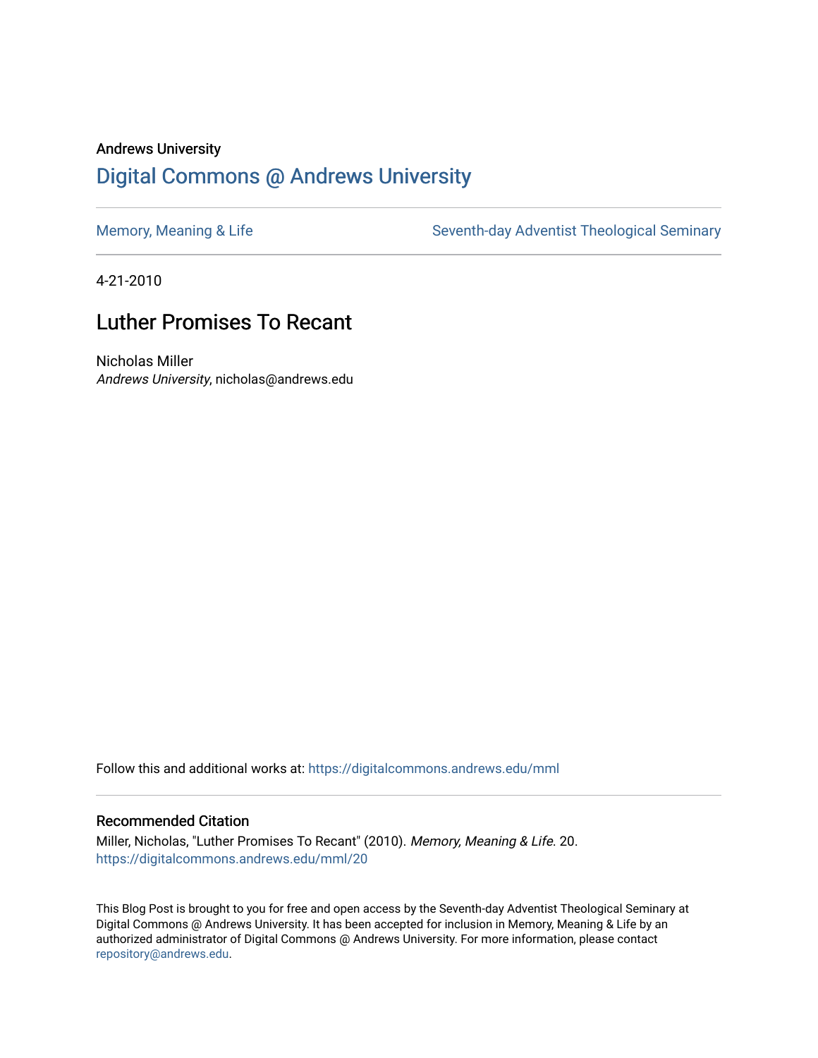Andrews University

# Digital Commons @ Andrews University

Memory, Meaning & Life

Seventh-day Adventist Theological Seminary

4-21-2010

## Luther Promises To Recant

Nicholas Miller
*Andrews University*, nicholas@andrews.edu

Follow this and additional works at: https://digitalcommons.andrews.edu/mml

### Recommended Citation

Miller, Nicholas, "Luther Promises To Recant" (2010). *Memory, Meaning & Life*. 20.
https://digitalcommons.andrews.edu/mml/20

This Blog Post is brought to you for free and open access by the Seventh-day Adventist Theological Seminary at Digital Commons @ Andrews University. It has been accepted for inclusion in Memory, Meaning & Life by an authorized administrator of Digital Commons @ Andrews University. For more information, please contact repository@andrews.edu.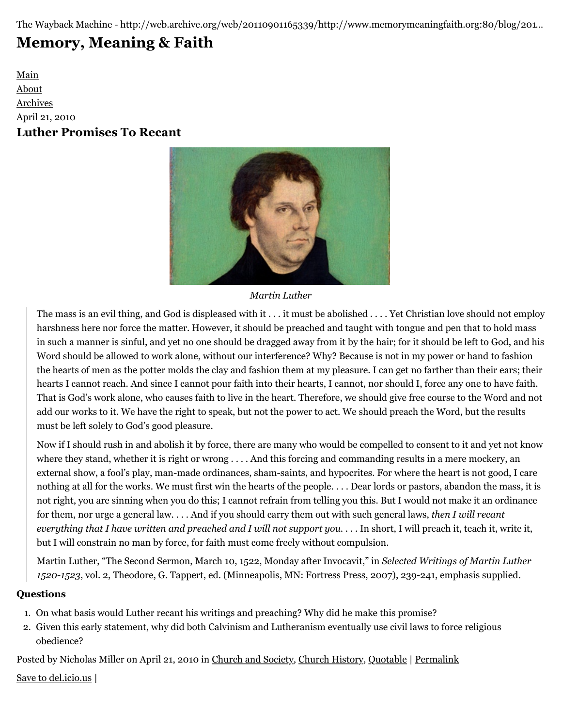The Wayback Machine - http://web.archive.org/web/20110901165339/http://www.memorymeaningfaith.org:80/blog/201...

# Memory, Meaning & Faith

Main
About
Archives

April 21, 2010

## Luther Promises To Recant

*Martin Luther*

> The mass is an evil thing, and God is displeased with it . . . it must be abolished . . . . Yet Christian love should not employ harshness here nor force the matter. However, it should be preached and taught with tongue and pen that to hold mass in such a manner is sinful, and yet no one should be dragged away from it by the hair; for it should be left to God, and his Word should be allowed to work alone, without our interference? Why? Because is not in my power or hand to fashion the hearts of men as the potter molds the clay and fashion them at my pleasure. I can get no farther than their ears; their hearts I cannot reach. And since I cannot pour faith into their hearts, I cannot, nor should I, force any one to have faith. That is God's work alone, who causes faith to live in the heart. Therefore, we should give free course to the Word and not add our works to it. We have the right to speak, but not the power to act. We should preach the Word, but the results must be left solely to God's good pleasure.
>
> Now if I should rush in and abolish it by force, there are many who would be compelled to consent to it and yet not know where they stand, whether it is right or wrong . . . . And this forcing and commanding results in a mere mockery, an external show, a fool's play, man-made ordinances, sham-saints, and hypocrites. For where the heart is not good, I care nothing at all for the works. We must first win the hearts of the people. . . . Dear lords or pastors, abandon the mass, it is not right, you are sinning when you do this; I cannot refrain from telling you this. But I would not make it an ordinance for them, nor urge a general law. . . . And if you should carry them out with such general laws, *then I will recant everything that I have written and preached and I will not support you.* . . . In short, I will preach it, teach it, write it, but I will constrain no man by force, for faith must come freely without compulsion.
>
> Martin Luther, "The Second Sermon, March 10, 1522, Monday after Invocavit," in *Selected Writings of Martin Luther 1520-1523*, vol. 2, Theodore, G. Tappert, ed. (Minneapolis, MN: Fortress Press, 2007), 239-241, emphasis supplied.

**Questions**

1. On what basis would Luther recant his writings and preaching? Why did he make this promise?
2. Given this early statement, why did both Calvinism and Lutheranism eventually use civil laws to force religious obedience?

Posted by Nicholas Miller on April 21, 2010 in Church and Society, Church History, Quotable | Permalink

Save to del.icio.us |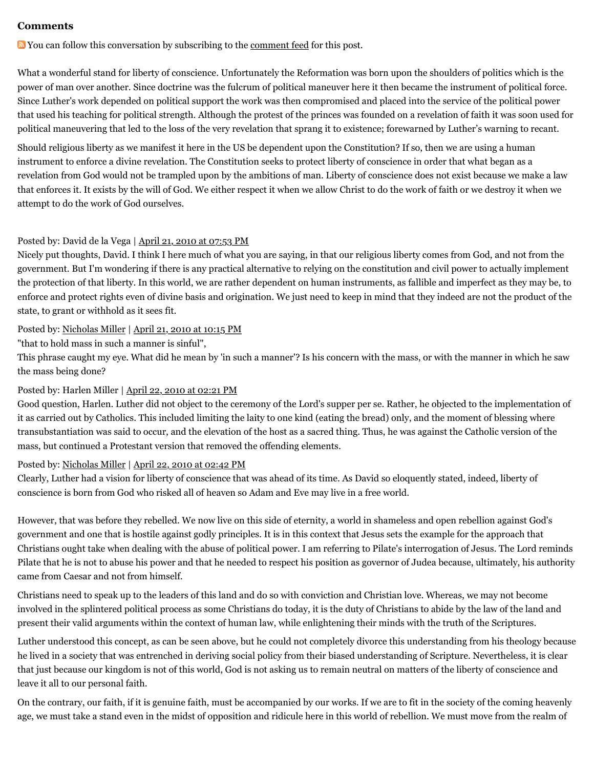### Comments

You can follow this conversation by subscribing to the comment feed for this post.

What a wonderful stand for liberty of conscience. Unfortunately the Reformation was born upon the shoulders of politics which is the power of man over another. Since doctrine was the fulcrum of political maneuver here it then became the instrument of political force. Since Luther's work depended on political support the work was then compromised and placed into the service of the political power that used his teaching for political strength. Although the protest of the princes was founded on a revelation of faith it was soon used for political maneuvering that led to the loss of the very revelation that sprang it to existence; forewarned by Luther's warning to recant.

Should religious liberty as we manifest it here in the US be dependent upon the Constitution? If so, then we are using a human instrument to enforce a divine revelation. The Constitution seeks to protect liberty of conscience in order that what began as a revelation from God would not be trampled upon by the ambitions of man. Liberty of conscience does not exist because we make a law that enforces it. It exists by the will of God. We either respect it when we allow Christ to do the work of faith or we destroy it when we attempt to do the work of God ourselves.

Posted by: David de la Vega | April 21, 2010 at 07:53 PM

Nicely put thoughts, David. I think I here much of what you are saying, in that our religious liberty comes from God, and not from the government. But I'm wondering if there is any practical alternative to relying on the constitution and civil power to actually implement the protection of that liberty. In this world, we are rather dependent on human instruments, as fallible and imperfect as they may be, to enforce and protect rights even of divine basis and origination. We just need to keep in mind that they indeed are not the product of the state, to grant or withhold as it sees fit.

Posted by: Nicholas Miller | April 21, 2010 at 10:15 PM

"that to hold mass in such a manner is sinful",
This phrase caught my eye. What did he mean by 'in such a manner'? Is his concern with the mass, or with the manner in which he saw the mass being done?

Posted by: Harlen Miller | April 22, 2010 at 02:21 PM

Good question, Harlen. Luther did not object to the ceremony of the Lord's supper per se. Rather, he objected to the implementation of it as carried out by Catholics. This included limiting the laity to one kind (eating the bread) only, and the moment of blessing where transubstantiation was said to occur, and the elevation of the host as a sacred thing. Thus, he was against the Catholic version of the mass, but continued a Protestant version that removed the offending elements.

Posted by: Nicholas Miller | April 22, 2010 at 02:42 PM

Clearly, Luther had a vision for liberty of conscience that was ahead of its time. As David so eloquently stated, indeed, liberty of conscience is born from God who risked all of heaven so Adam and Eve may live in a free world.

However, that was before they rebelled. We now live on this side of eternity, a world in shameless and open rebellion against God's government and one that is hostile against godly principles. It is in this context that Jesus sets the example for the approach that Christians ought take when dealing with the abuse of political power. I am referring to Pilate's interrogation of Jesus. The Lord reminds Pilate that he is not to abuse his power and that he needed to respect his position as governor of Judea because, ultimately, his authority came from Caesar and not from himself.

Christians need to speak up to the leaders of this land and do so with conviction and Christian love. Whereas, we may not become involved in the splintered political process as some Christians do today, it is the duty of Christians to abide by the law of the land and present their valid arguments within the context of human law, while enlightening their minds with the truth of the Scriptures.

Luther understood this concept, as can be seen above, but he could not completely divorce this understanding from his theology because he lived in a society that was entrenched in deriving social policy from their biased understanding of Scripture. Nevertheless, it is clear that just because our kingdom is not of this world, God is not asking us to remain neutral on matters of the liberty of conscience and leave it all to our personal faith.

On the contrary, our faith, if it is genuine faith, must be accompanied by our works. If we are to fit in the society of the coming heavenly age, we must take a stand even in the midst of opposition and ridicule here in this world of rebellion. We must move from the realm of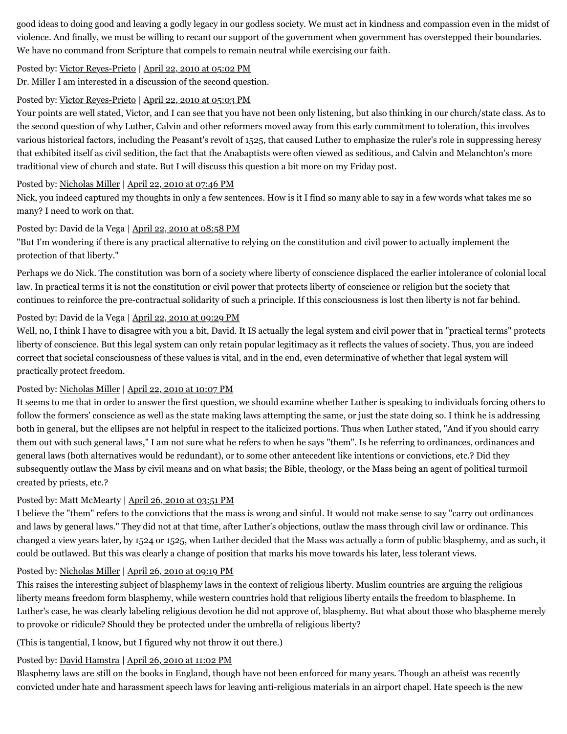good ideas to doing good and leaving a godly legacy in our godless society. We must act in kindness and compassion even in the midst of violence. And finally, we must be willing to recant our support of the government when government has overstepped their boundaries. We have no command from Scripture that compels to remain neutral while exercising our faith.

Posted by: Victor Reyes-Prieto | April 22, 2010 at 05:02 PM

Dr. Miller I am interested in a discussion of the second question.

Posted by: Victor Reyes-Prieto | April 22, 2010 at 05:03 PM

Your points are well stated, Victor, and I can see that you have not been only listening, but also thinking in our church/state class. As to the second question of why Luther, Calvin and other reformers moved away from this early commitment to toleration, this involves various historical factors, including the Peasant's revolt of 1525, that caused Luther to emphasize the ruler's role in suppressing heresy that exhibited itself as civil sedition, the fact that the Anabaptists were often viewed as seditious, and Calvin and Melanchton's more traditional view of church and state. But I will discuss this question a bit more on my Friday post.

Posted by: Nicholas Miller | April 22, 2010 at 07:46 PM

Nick, you indeed captured my thoughts in only a few sentences. How is it I find so many able to say in a few words what takes me so many? I need to work on that.

Posted by: David de la Vega | April 22, 2010 at 08:58 PM

"But I'm wondering if there is any practical alternative to relying on the constitution and civil power to actually implement the protection of that liberty."

Perhaps we do Nick. The constitution was born of a society where liberty of conscience displaced the earlier intolerance of colonial local law. In practical terms it is not the constitution or civil power that protects liberty of conscience or religion but the society that continues to reinforce the pre-contractual solidarity of such a principle. If this consciousness is lost then liberty is not far behind.

Posted by: David de la Vega | April 22, 2010 at 09:29 PM

Well, no, I think I have to disagree with you a bit, David. It IS actually the legal system and civil power that in "practical terms" protects liberty of conscience. But this legal system can only retain popular legitimacy as it reflects the values of society. Thus, you are indeed correct that societal consciousness of these values is vital, and in the end, even determinative of whether that legal system will practically protect freedom.

Posted by: Nicholas Miller | April 22, 2010 at 10:07 PM

It seems to me that in order to answer the first question, we should examine whether Luther is speaking to individuals forcing others to follow the formers' conscience as well as the state making laws attempting the same, or just the state doing so. I think he is addressing both in general, but the ellipses are not helpful in respect to the italicized portions. Thus when Luther stated, "And if you should carry them out with such general laws," I am not sure what he refers to when he says "them". Is he referring to ordinances, ordinances and general laws (both alternatives would be redundant), or to some other antecedent like intentions or convictions, etc.? Did they subsequently outlaw the Mass by civil means and on what basis; the Bible, theology, or the Mass being an agent of political turmoil created by priests, etc.?

Posted by: Matt McMearty | April 26, 2010 at 03:51 PM

I believe the "them" refers to the convictions that the mass is wrong and sinful. It would not make sense to say "carry out ordinances and laws by general laws." They did not at that time, after Luther's objections, outlaw the mass through civil law or ordinance. This changed a view years later, by 1524 or 1525, when Luther decided that the Mass was actually a form of public blasphemy, and as such, it could be outlawed. But this was clearly a change of position that marks his move towards his later, less tolerant views.

Posted by: Nicholas Miller | April 26, 2010 at 09:19 PM

This raises the interesting subject of blasphemy laws in the context of religious liberty. Muslim countries are arguing the religious liberty means freedom form blasphemy, while western countries hold that religious liberty entails the freedom to blaspheme. In Luther's case, he was clearly labeling religious devotion he did not approve of, blasphemy. But what about those who blaspheme merely to provoke or ridicule? Should they be protected under the umbrella of religious liberty?

(This is tangential, I know, but I figured why not throw it out there.)

Posted by: David Hamstra | April 26, 2010 at 11:02 PM

Blasphemy laws are still on the books in England, though have not been enforced for many years. Though an atheist was recently convicted under hate and harassment speech laws for leaving anti-religious materials in an airport chapel. Hate speech is the new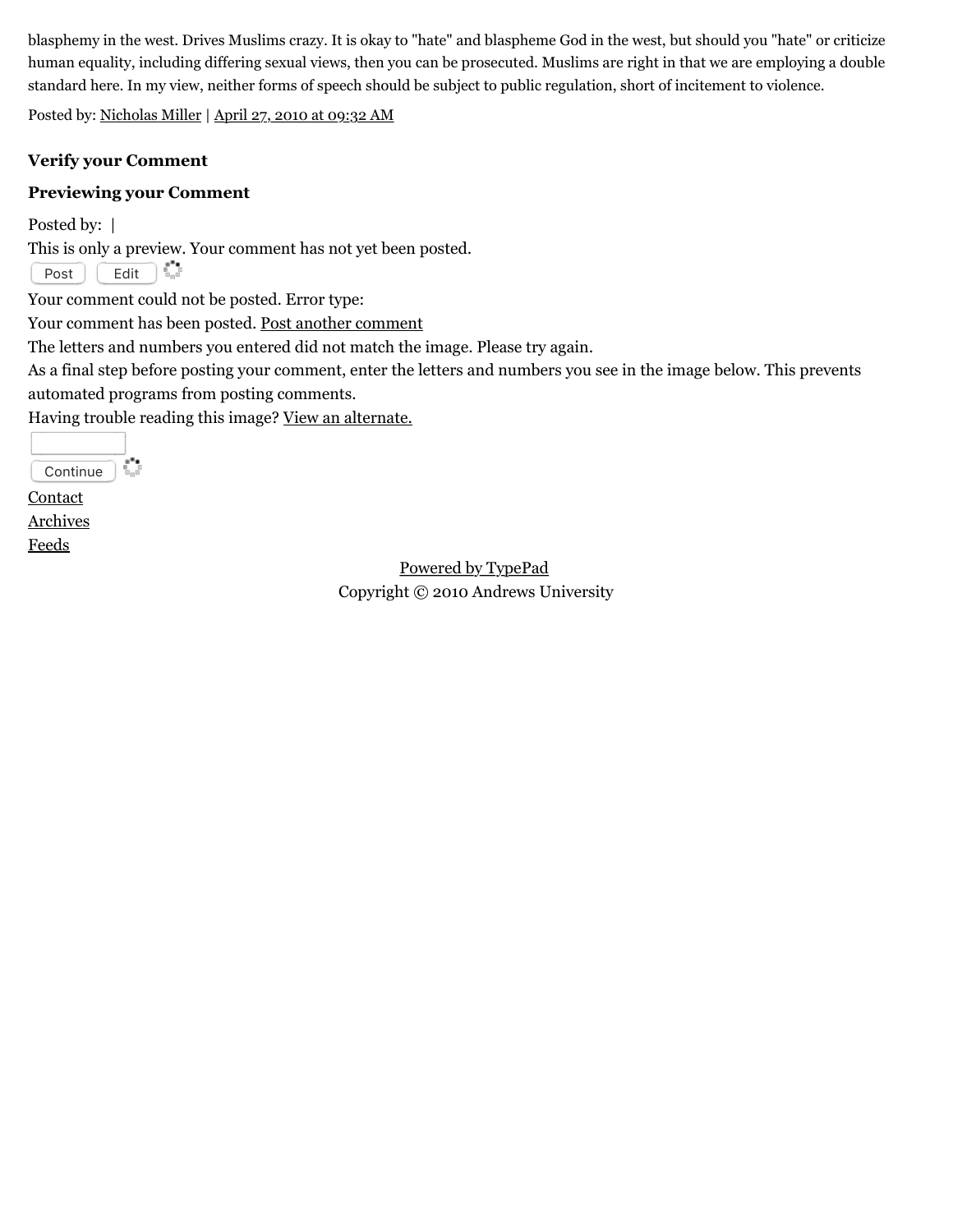blasphemy in the west. Drives Muslims crazy. It is okay to "hate" and blaspheme God in the west, but should you "hate" or criticize human equality, including differing sexual views, then you can be prosecuted. Muslims are right in that we are employing a double standard here. In my view, neither forms of speech should be subject to public regulation, short of incitement to violence.

Posted by: Nicholas Miller | April 27, 2010 at 09:32 AM

**Verify your Comment**

**Previewing your Comment**

Posted by: |

This is only a preview. Your comment has not yet been posted.

Post Edit

Your comment could not be posted. Error type:

Your comment has been posted. Post another comment

The letters and numbers you entered did not match the image. Please try again.

As a final step before posting your comment, enter the letters and numbers you see in the image below. This prevents automated programs from posting comments.

Having trouble reading this image? View an alternate.

Continue

Contact

Archives

Feeds

Powered by TypePad

Copyright © 2010 Andrews University